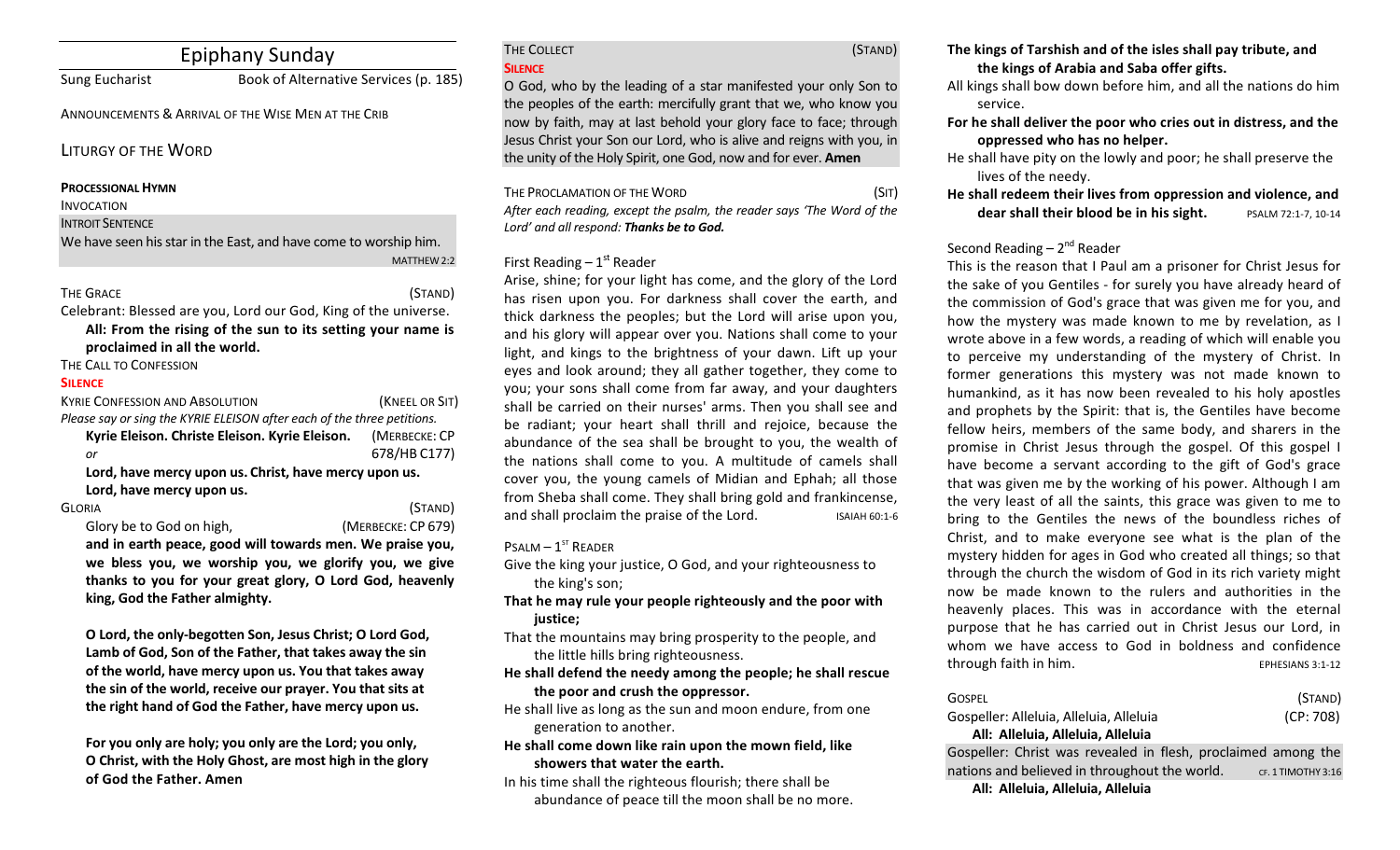# Epiphany Sunday

Sung Eucharist — Book of Alternative Services (p. 185)

ANNOUNCEMENTS & ARRIVAL OF THE WISE MEN AT THE CRIB

## LITURGY OF THE WORD

**PROCESSIONAL HYMN**

INVOCATION

INTROIT SENTENCE

We have seen his star in the East, and have come to worship him. MATTHEW 2:2

THE GRACE (STAND)

Celebrant: Blessed are you, Lord our God, King of the universe.

**All: From the rising of the sun to its setting your name is proclaimed in all the world.**

THE CALL TO CONFESSION

**SILENCE**

KYRIE CONFESSION AND ABSOLUTION (KNEEL OR SIT)

*Please say or sing the KYRIE ELEISON after each of the three petitions.*

**Kyrie Eleison. Christe Eleison. Kyrie Eleison.** (MERBECKE: CP 678/HB C177)

*or*

**Lord, have mercy upon us. Christ, have mercy upon us. Lord, have mercy upon us.**

GLORIA (STAND)

Glory be to God on high, (MERBECKE: CP 679)

**and in earth peace, good will towards men. We praise you, we bless you, we worship you, we glorify you, we give thanks to you for your great glory, O Lord God, heavenly king, God the Father almighty.**

**O Lord, the only-begotten Son, Jesus Christ; O Lord God, Lamb of God, Son of the Father, that takes away the sin of the world, have mercy upon us. You that takes away the sin of the world, receive our prayer. You that sits at the right hand of God the Father, have mercy upon us.**

**For you only are holy; you only are the Lord; you only, O Christ, with the Holy Ghost, are most high in the glory of God the Father. Amen**

THE COLLECT (STAND)

**SILENCE**

O God, who by the leading of a star manifested your only Son to the peoples of the earth: mercifully grant that we, who know you now by faith, may at last behold your glory face to face; through Jesus Christ your Son our Lord, who is alive and reigns with you, in the unity of the Holy Spirit, one God, now and for ever. **Amen**

THE PROCLAMATION OF THE WORD (SIT)

*After each reading, except the psalm, the reader says 'The Word of the Lord' and all respond:* ***Thanks be to God.***

First Reading – 1st Reader

Arise, shine; for your light has come, and the glory of the Lord has risen upon you. For darkness shall cover the earth, and thick darkness the peoples; but the Lord will arise upon you, and his glory will appear over you. Nations shall come to your light, and kings to the brightness of your dawn. Lift up your eyes and look around; they all gather together, they come to you; your sons shall come from far away, and your daughters shall be carried on their nurses' arms. Then you shall see and be radiant; your heart shall thrill and rejoice, because the abundance of the sea shall be brought to you, the wealth of the nations shall come to you. A multitude of camels shall cover you, the young camels of Midian and Ephah; all those from Sheba shall come. They shall bring gold and frankincense, and shall proclaim the praise of the Lord. ISAIAH 60:1-6

PSALM – 1ST READER

Give the king your justice, O God, and your righteousness to the king's son;

**That he may rule your people righteously and the poor with justice;**

That the mountains may bring prosperity to the people, and the little hills bring righteousness.

**He shall defend the needy among the people; he shall rescue the poor and crush the oppressor.**

He shall live as long as the sun and moon endure, from one generation to another.

**He shall come down like rain upon the mown field, like showers that water the earth.**

In his time shall the righteous flourish; there shall be abundance of peace till the moon shall be no more.

**The kings of Tarshish and of the isles shall pay tribute, and the kings of Arabia and Saba offer gifts.**

All kings shall bow down before him, and all the nations do him service.

**For he shall deliver the poor who cries out in distress, and the oppressed who has no helper.**

He shall have pity on the lowly and poor; he shall preserve the lives of the needy.

**He shall redeem their lives from oppression and violence, and dear shall their blood be in his sight.** PSALM 72:1-7, 10-14

Second Reading – 2nd Reader

This is the reason that I Paul am a prisoner for Christ Jesus for the sake of you Gentiles - for surely you have already heard of the commission of God's grace that was given me for you, and how the mystery was made known to me by revelation, as I wrote above in a few words, a reading of which will enable you to perceive my understanding of the mystery of Christ. In former generations this mystery was not made known to humankind, as it has now been revealed to his holy apostles and prophets by the Spirit: that is, the Gentiles have become fellow heirs, members of the same body, and sharers in the promise in Christ Jesus through the gospel. Of this gospel I have become a servant according to the gift of God's grace that was given me by the working of his power. Although I am the very least of all the saints, this grace was given to me to bring to the Gentiles the news of the boundless riches of Christ, and to make everyone see what is the plan of the mystery hidden for ages in God who created all things; so that through the church the wisdom of God in its rich variety might now be made known to the rulers and authorities in the heavenly places. This was in accordance with the eternal purpose that he has carried out in Christ Jesus our Lord, in whom we have access to God in boldness and confidence through faith in him. EPHESIANS 3:1-12

GOSPEL (STAND)

Gospeller: Alleluia, Alleluia, Alleluia (CP: 708)

**All: Alleluia, Alleluia, Alleluia**

Gospeller: Christ was revealed in flesh, proclaimed among the nations and believed in throughout the world. CF. 1 TIMOTHY 3:16

**All: Alleluia, Alleluia, Alleluia**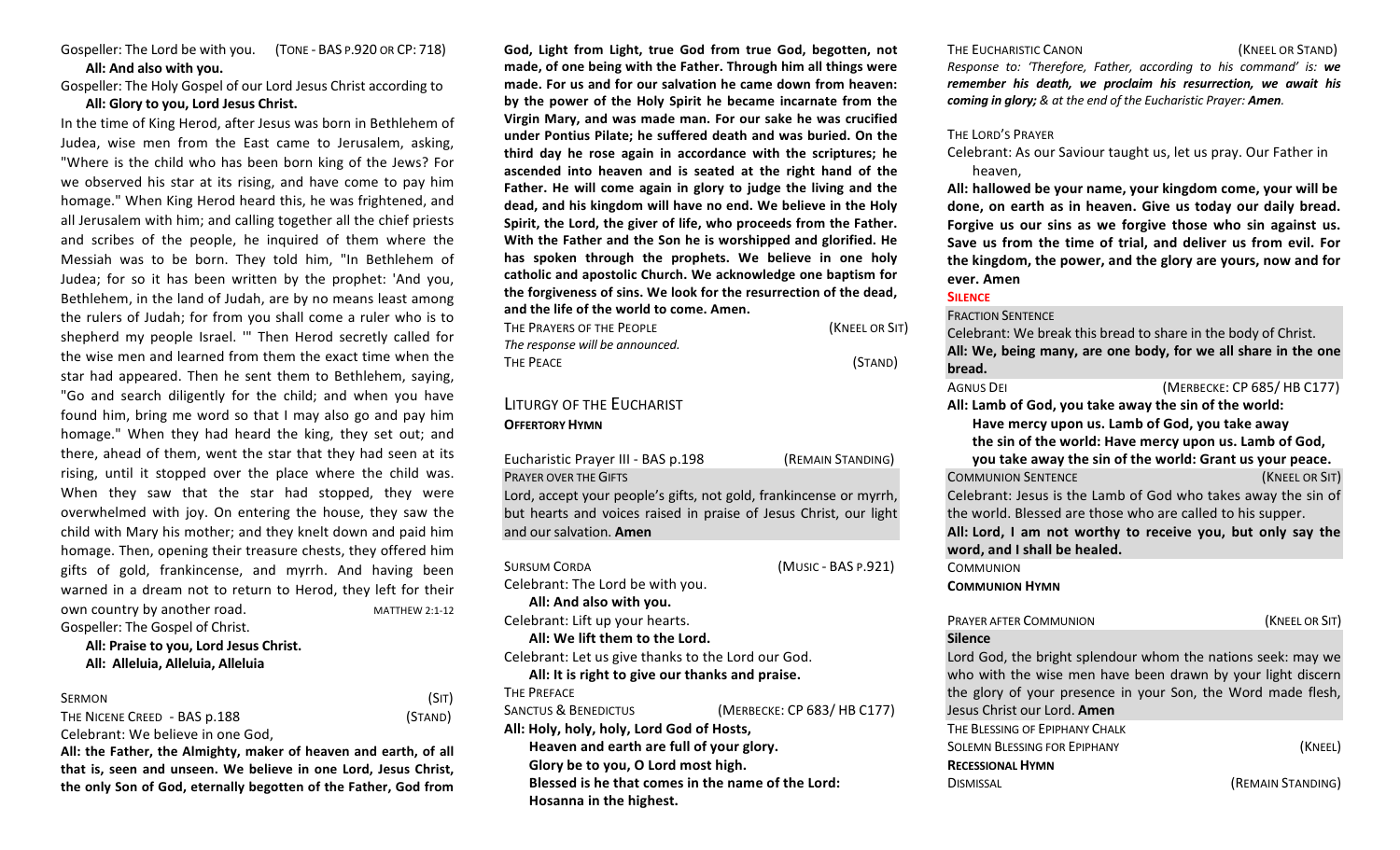Gospeller: The Lord be with you. (Tone - BAS p.920 or CP: 718)

**All: And also with you.**

Gospeller: The Holy Gospel of our Lord Jesus Christ according to

**All: Glory to you, Lord Jesus Christ.**

In the time of King Herod, after Jesus was born in Bethlehem of Judea, wise men from the East came to Jerusalem, asking, "Where is the child who has been born king of the Jews? For we observed his star at its rising, and have come to pay him homage." When King Herod heard this, he was frightened, and all Jerusalem with him; and calling together all the chief priests and scribes of the people, he inquired of them where the Messiah was to be born. They told him, "In Bethlehem of Judea; for so it has been written by the prophet: 'And you, Bethlehem, in the land of Judah, are by no means least among the rulers of Judah; for from you shall come a ruler who is to shepherd my people Israel. '" Then Herod secretly called for the wise men and learned from them the exact time when the star had appeared. Then he sent them to Bethlehem, saying, "Go and search diligently for the child; and when you have found him, bring me word so that I may also go and pay him homage." When they had heard the king, they set out; and there, ahead of them, went the star that they had seen at its rising, until it stopped over the place where the child was. When they saw that the star had stopped, they were overwhelmed with joy. On entering the house, they saw the child with Mary his mother; and they knelt down and paid him homage. Then, opening their treasure chests, they offered him gifts of gold, frankincense, and myrrh. And having been warned in a dream not to return to Herod, they left for their own country by another road. MATTHEW 2:1-12

Gospeller: The Gospel of Christ.

**All: Praise to you, Lord Jesus Christ.**

**All: Alleluia, Alleluia, Alleluia**

Sermon (Sit)

The Nicene Creed - BAS p.188 (Stand)

Celebrant: We believe in one God,

**All: the Father, the Almighty, maker of heaven and earth, of all that is, seen and unseen. We believe in one Lord, Jesus Christ, the only Son of God, eternally begotten of the Father, God from God, Light from Light, true God from true God, begotten, not made, of one being with the Father. Through him all things were made. For us and for our salvation he came down from heaven: by the power of the Holy Spirit he became incarnate from the Virgin Mary, and was made man. For our sake he was crucified under Pontius Pilate; he suffered death and was buried. On the third day he rose again in accordance with the scriptures; he ascended into heaven and is seated at the right hand of the Father. He will come again in glory to judge the living and the dead, and his kingdom will have no end. We believe in the Holy Spirit, the Lord, the giver of life, who proceeds from the Father. With the Father and the Son he is worshipped and glorified. He has spoken through the prophets. We believe in one holy catholic and apostolic Church. We acknowledge one baptism for the forgiveness of sins. We look for the resurrection of the dead, and the life of the world to come. Amen.**

The Prayers of the People (Kneel or Sit)

*The response will be announced.*

The Peace (Stand)

## Liturgy of the Eucharist

**Offertory Hymn**

Eucharistic Prayer III - BAS p.198 (Remain Standing)

Prayer over the Gifts

Lord, accept your people's gifts, not gold, frankincense or myrrh, but hearts and voices raised in praise of Jesus Christ, our light and our salvation. **Amen**

Sursum Corda (Music - BAS p.921)

Celebrant: The Lord be with you.

**All: And also with you.**

Celebrant: Lift up your hearts.

**All: We lift them to the Lord.**

Celebrant: Let us give thanks to the Lord our God.

**All: It is right to give our thanks and praise.**

The Preface

Sanctus & Benedictus (Merbecke: CP 683/ HB C177)

**All: Holy, holy, holy, Lord God of Hosts,**
**Heaven and earth are full of your glory.**
**Glory be to you, O Lord most high.**
**Blessed is he that comes in the name of the Lord:**
**Hosanna in the highest.**

The Eucharistic Canon (Kneel or Stand)

*Response to: 'Therefore, Father, according to his command' is:* ***we remember his death, we proclaim his resurrection, we await his coming in glory;*** *& at the end of the Eucharistic Prayer:* ***Amen.***

The Lord's Prayer

Celebrant: As our Saviour taught us, let us pray. Our Father in heaven,

**All: hallowed be your name, your kingdom come, your will be done, on earth as in heaven. Give us today our daily bread. Forgive us our sins as we forgive those who sin against us. Save us from the time of trial, and deliver us from evil. For the kingdom, the power, and the glory are yours, now and for ever. Amen**

**Silence**

Fraction Sentence

Celebrant: We break this bread to share in the body of Christ.

**All: We, being many, are one body, for we all share in the one bread.**

Agnus Dei (Merbecke: CP 685/ HB C177)

**All: Lamb of God, you take away the sin of the world:**
**Have mercy upon us. Lamb of God, you take away**
**the sin of the world: Have mercy upon us. Lamb of God,**
**you take away the sin of the world: Grant us your peace.**

Communion Sentence (Kneel or Sit)

Celebrant: Jesus is the Lamb of God who takes away the sin of the world. Blessed are those who are called to his supper.

**All: Lord, I am not worthy to receive you, but only say the word, and I shall be healed.**

Communion

**Communion Hymn**

Prayer after Communion (Kneel or Sit)

**Silence**

Lord God, the bright splendour whom the nations seek: may we who with the wise men have been drawn by your light discern the glory of your presence in your Son, the Word made flesh, Jesus Christ our Lord. **Amen**

The Blessing of Epiphany Chalk

Solemn Blessing for Epiphany (Kneel)

**Recessional Hymn**

Dismissal (Remain Standing)